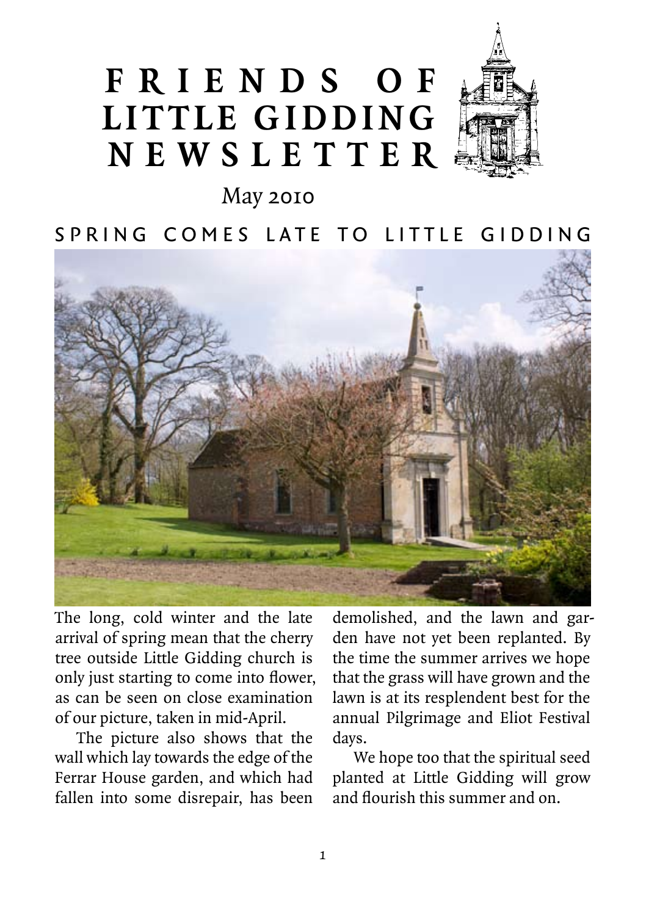# FRIENDS OF LITTLE GIDDING NEWSLETTER

May 2010

## SPRING COMES LATE TO LITTLE GIDDING

The long, cold winter and the late arrival of spring mean that the cherry tree outside Little Gidding church is only just starting to come into flower, as can be seen on close examination of our picture, taken in mid-April.

The picture also shows that the wall which lay towards the edge of the Ferrar House garden, and which had fallen into some disrepair, has been demolished, and the lawn and garden have not yet been replanted. By the time the summer arrives we hope that the grass will have grown and the lawn is at its resplendent best for the annual Pilgrimage and Eliot Festival days.

We hope too that the spiritual seed planted at Little Gidding will grow and flourish this summer and on.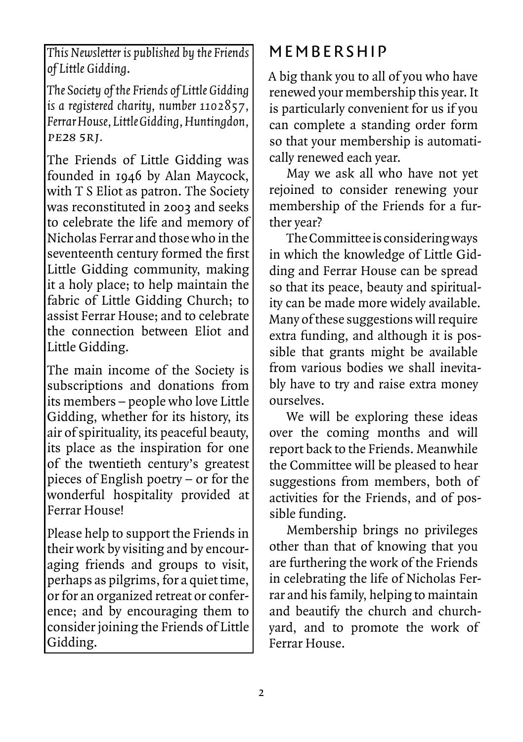*This Newsletter is published by the Friends of Little Gidding.*

*The Society of the Friends of Little Gidding is a registered charity, number 1102857, Ferrar House, Little Gidding, Huntingdon, PE28 5RJ.*

The Friends of Little Gidding was founded in 1946 by Alan Maycock, with T S Eliot as patron. The Society was reconstituted in 2003 and seeks to celebrate the life and memory of Nicholas Ferrar and those who in the seventeenth century formed the first Little Gidding community, making it a holy place; to help maintain the fabric of Little Gidding Church; to assist Ferrar House; and to celebrate the connection between Eliot and Little Gidding.

The main income of the Society is subscriptions and donations from its members – people who love Little Gidding, whether for its history, its air of spirituality, its peaceful beauty, its place as the inspiration for one of the twentieth century's greatest pieces of English poetry – or for the wonderful hospitality provided at Ferrar House!

Please help to support the Friends in their work by visiting and by encouraging friends and groups to visit, perhaps as pilgrims, for a quiet time, or for an organized retreat or conference; and by encouraging them to consider joining the Friends of Little Gidding.

## MEMBERSHIP

A big thank you to all of you who have renewed your membership this year. It is particularly convenient for us if you can complete a standing order form so that your membership is automatically renewed each year.

May we ask all who have not yet rejoined to consider renewing your membership of the Friends for a further year?

The Committee is considering ways in which the knowledge of Little Gidding and Ferrar House can be spread so that its peace, beauty and spirituality can be made more widely available. Many of these suggestions will require extra funding, and although it is possible that grants might be available from various bodies we shall inevitably have to try and raise extra money ourselves.

We will be exploring these ideas over the coming months and will report back to the Friends. Meanwhile the Committee will be pleased to hear suggestions from members, both of activities for the Friends, and of possible funding.

Membership brings no privileges other than that of knowing that you are furthering the work of the Friends in celebrating the life of Nicholas Ferrar and his family, helping to maintain and beautify the church and churchyard, and to promote the work of Ferrar House.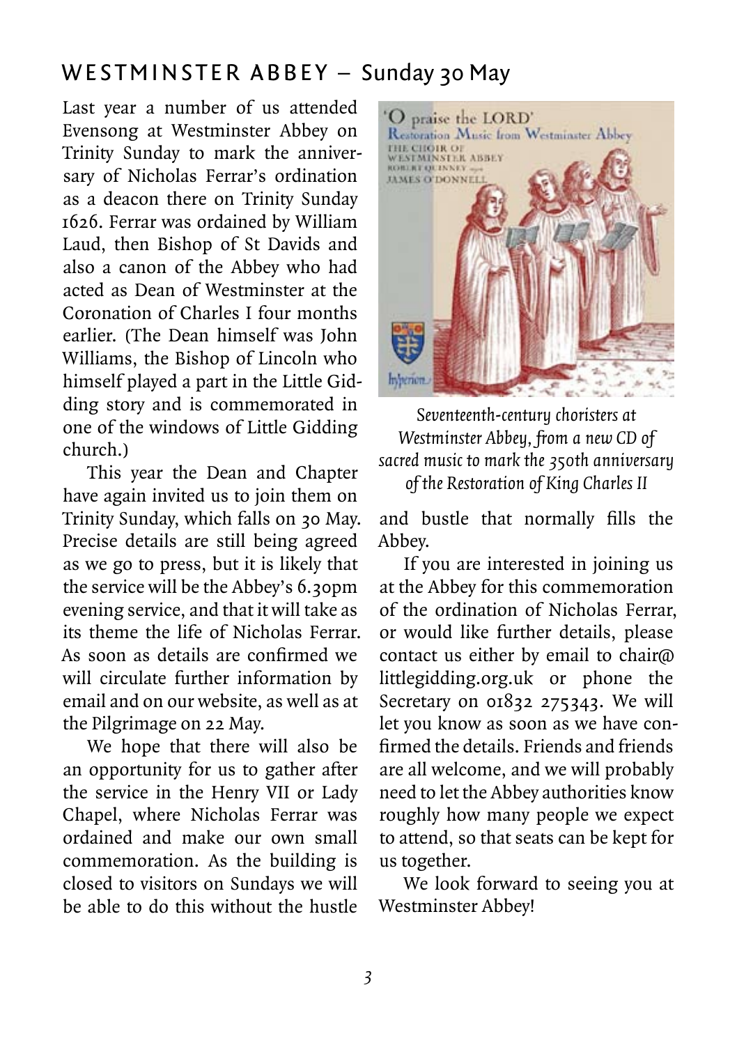## WESTMINSTER ABBEY – Sunday 30 May

Last year a number of us attended Evensong at Westminster Abbey on Trinity Sunday to mark the anniversary of Nicholas Ferrar's ordination as a deacon there on Trinity Sunday 1626. Ferrar was ordained by William Laud, then Bishop of St Davids and also a canon of the Abbey who had acted as Dean of Westminster at the Coronation of Charles I four months earlier. (The Dean himself was John Williams, the Bishop of Lincoln who himself played a part in the Little Gidding story and is commemorated in one of the windows of Little Gidding church.)

This year the Dean and Chapter have again invited us to join them on Trinity Sunday, which falls on 30 May. Precise details are still being agreed as we go to press, but it is likely that the service will be the Abbey's 6.30pm evening service, and that it will take as its theme the life of Nicholas Ferrar. As soon as details are confirmed we will circulate further information by email and on our website, as well as at the Pilgrimage on 22 May.

We hope that there will also be an opportunity for us to gather after the service in the Henry VII or Lady Chapel, where Nicholas Ferrar was ordained and make our own small commemoration. As the building is closed to visitors on Sundays we will be able to do this without the hustle and bustle that normally fills the Abbey.

*Seventeenth-century choristers at Westminster Abbey, from a new CD of sacred music to mark the 350th anniversary of the Restoration of King Charles II*

If you are interested in joining us at the Abbey for this commemoration of the ordination of Nicholas Ferrar, or would like further details, please contact us either by email to chair@littlegidding.org.uk or phone the Secretary on 01832 275343. We will let you know as soon as we have confirmed the details. Friends and friends are all welcome, and we will probably need to let the Abbey authorities know roughly how many people we expect to attend, so that seats can be kept for us together.

We look forward to seeing you at Westminster Abbey!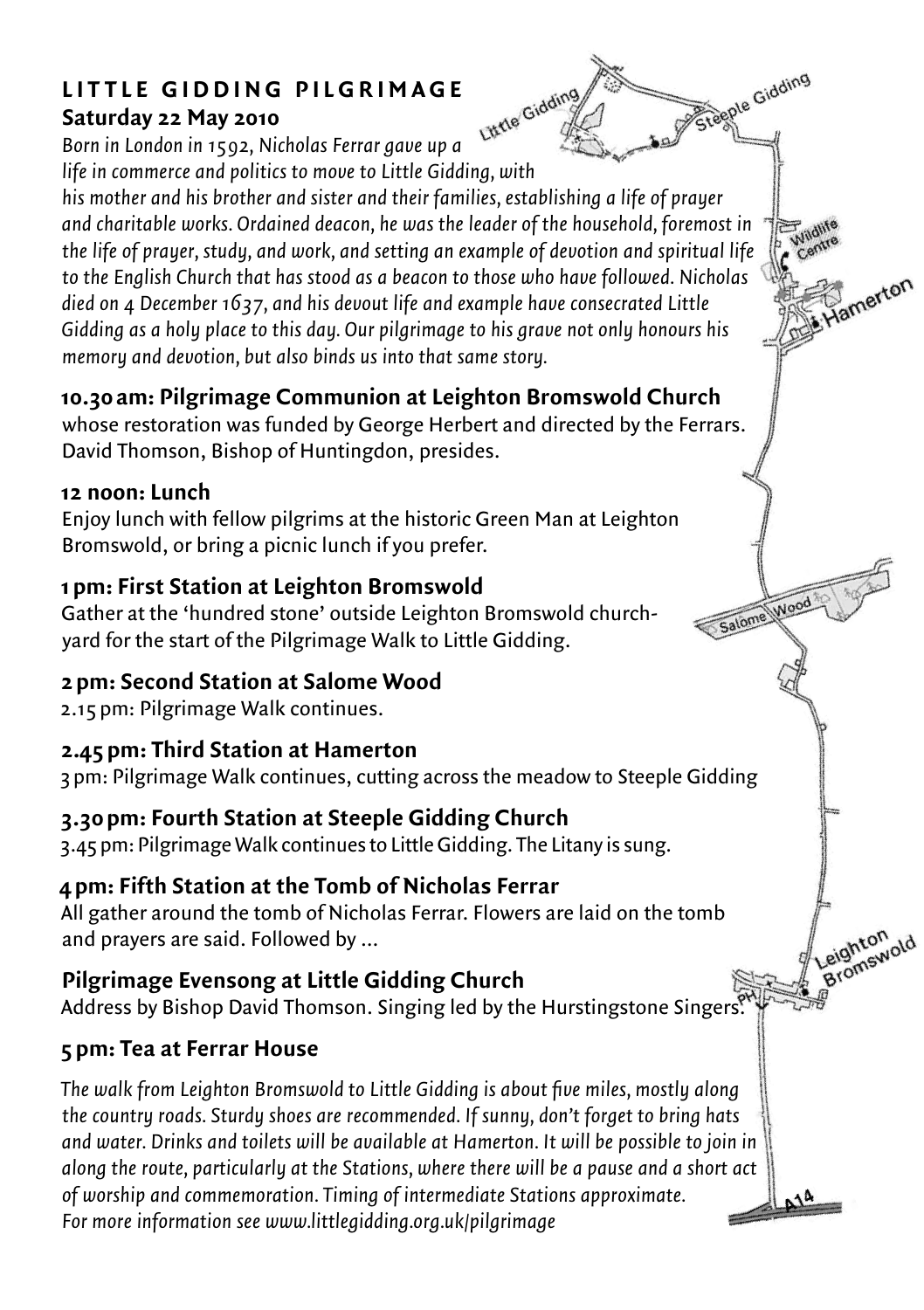## LITTLE GIDDING PILGRIMAGE

**Saturday 22 May 2010**

*Born in London in 1592, Nicholas Ferrar gave up a life in commerce and politics to move to Little Gidding, with his mother and his brother and sister and their families, establishing a life of prayer and charitable works. Ordained deacon, he was the leader of the household, foremost in the life of prayer, study, and work, and setting an example of devotion and spiritual life to the English Church that has stood as a beacon to those who have followed. Nicholas died on 4 December 1637, and his devout life and example have consecrated Little Gidding as a holy place to this day. Our pilgrimage to his grave not only honours his memory and devotion, but also binds us into that same story.*

### 10.30 am: Pilgrimage Communion at Leighton Bromswold Church

whose restoration was funded by George Herbert and directed by the Ferrars. David Thomson, Bishop of Huntingdon, presides.

### 12 noon: Lunch

Enjoy lunch with fellow pilgrims at the historic Green Man at Leighton Bromswold, or bring a picnic lunch if you prefer.

### 1 pm: First Station at Leighton Bromswold

Gather at the 'hundred stone' outside Leighton Bromswold churchyard for the start of the Pilgrimage Walk to Little Gidding.

### 2 pm: Second Station at Salome Wood

2.15 pm: Pilgrimage Walk continues.

### 2.45 pm: Third Station at Hamerton

3 pm: Pilgrimage Walk continues, cutting across the meadow to Steeple Gidding

### 3.30 pm: Fourth Station at Steeple Gidding Church

3.45 pm: Pilgrimage Walk continues to Little Gidding. The Litany is sung.

### 4 pm: Fifth Station at the Tomb of Nicholas Ferrar

All gather around the tomb of Nicholas Ferrar. Flowers are laid on the tomb and prayers are said. Followed by ...

### Pilgrimage Evensong at Little Gidding Church

Address by Bishop David Thomson. Singing led by the Hurstingstone Singers.

### 5 pm: Tea at Ferrar House

*The walk from Leighton Bromswold to Little Gidding is about five miles, mostly along the country roads. Sturdy shoes are recommended. If sunny, don't forget to bring hats and water. Drinks and toilets will be available at Hamerton. It will be possible to join in along the route, particularly at the Stations, where there will be a pause and a short act of worship and commemoration. Timing of intermediate Stations approximate.*
*For more information see www.littlegidding.org.uk/pilgrimage*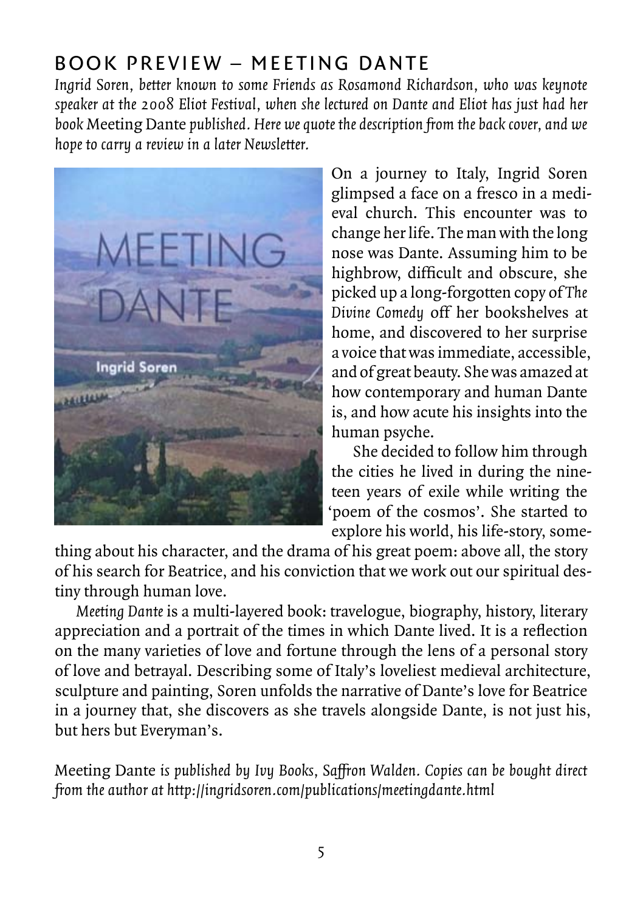## BOOK PREVIEW – MEETING DANTE

*Ingrid Soren, better known to some Friends as Rosamond Richardson, who was keynote speaker at the 2008 Eliot Festival, when she lectured on Dante and Eliot has just had her book* Meeting Dante *published. Here we quote the description from the back cover, and we hope to carry a review in a later Newsletter.*

On a journey to Italy, Ingrid Soren glimpsed a face on a fresco in a medieval church. This encounter was to change her life. The man with the long nose was Dante. Assuming him to be highbrow, difficult and obscure, she picked up a long-forgotten copy of *The Divine Comedy* off her bookshelves at home, and discovered to her surprise a voice that was immediate, accessible, and of great beauty. She was amazed at how contemporary and human Dante is, and how acute his insights into the human psyche.

She decided to follow him through the cities he lived in during the nineteen years of exile while writing the 'poem of the cosmos'. She started to explore his world, his life-story, something about his character, and the drama of his great poem: above all, the story of his search for Beatrice, and his conviction that we work out our spiritual destiny through human love.

*Meeting Dante* is a multi-layered book: travelogue, biography, history, literary appreciation and a portrait of the times in which Dante lived. It is a reflection on the many varieties of love and fortune through the lens of a personal story of love and betrayal. Describing some of Italy's loveliest medieval architecture, sculpture and painting, Soren unfolds the narrative of Dante's love for Beatrice in a journey that, she discovers as she travels alongside Dante, is not just his, but hers but Everyman's.

Meeting Dante *is published by Ivy Books, Saffron Walden. Copies can be bought direct from the author at http://ingridsoren.com/publications/meetingdante.html*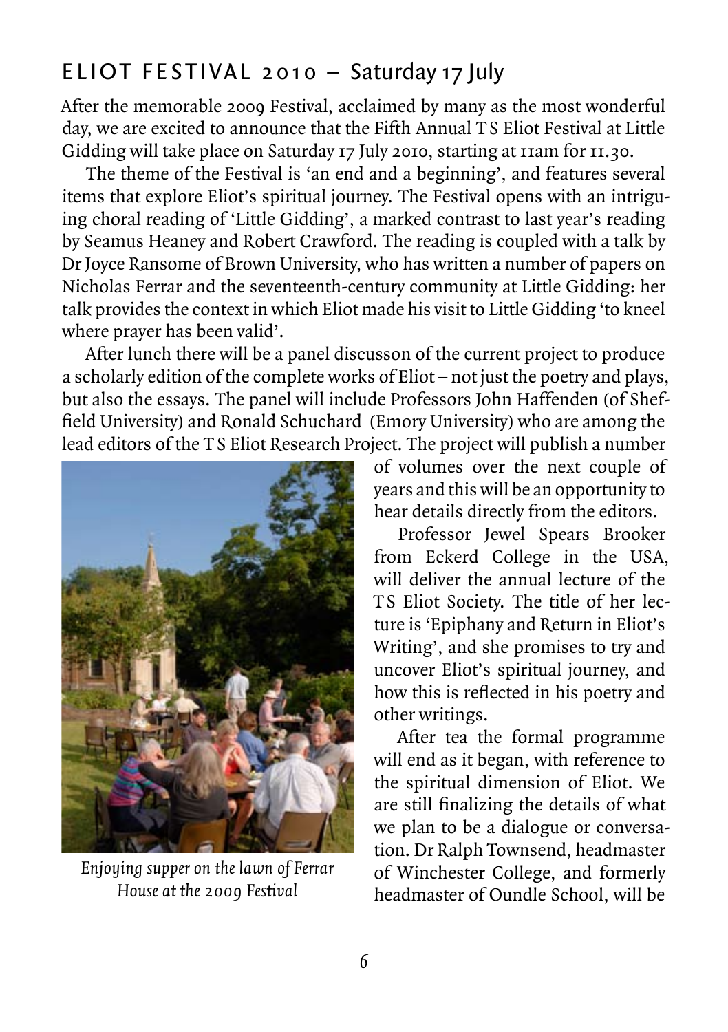## ELIOT FESTIVAL 2010 – Saturday 17 July

After the memorable 2009 Festival, acclaimed by many as the most wonderful day, we are excited to announce that the Fifth Annual T S Eliot Festival at Little Gidding will take place on Saturday 17 July 2010, starting at 11am for 11.30.

The theme of the Festival is 'an end and a beginning', and features several items that explore Eliot's spiritual journey. The Festival opens with an intriguing choral reading of 'Little Gidding', a marked contrast to last year's reading by Seamus Heaney and Robert Crawford. The reading is coupled with a talk by Dr Joyce Ransome of Brown University, who has written a number of papers on Nicholas Ferrar and the seventeenth-century community at Little Gidding: her talk provides the context in which Eliot made his visit to Little Gidding 'to kneel where prayer has been valid'.

After lunch there will be a panel discusson of the current project to produce a scholarly edition of the complete works of Eliot – not just the poetry and plays, but also the essays. The panel will include Professors John Haffenden (of Sheffield University) and Ronald Schuchard (Emory University) who are among the lead editors of the T S Eliot Research Project. The project will publish a number of volumes over the next couple of years and this will be an opportunity to hear details directly from the editors.

*Enjoying supper on the lawn of Ferrar House at the 2009 Festival*

Professor Jewel Spears Brooker from Eckerd College in the USA, will deliver the annual lecture of the T S Eliot Society. The title of her lecture is 'Epiphany and Return in Eliot's Writing', and she promises to try and uncover Eliot's spiritual journey, and how this is reflected in his poetry and other writings.

After tea the formal programme will end as it began, with reference to the spiritual dimension of Eliot. We are still finalizing the details of what we plan to be a dialogue or conversation. Dr Ralph Townsend, headmaster of Winchester College, and formerly headmaster of Oundle School, will be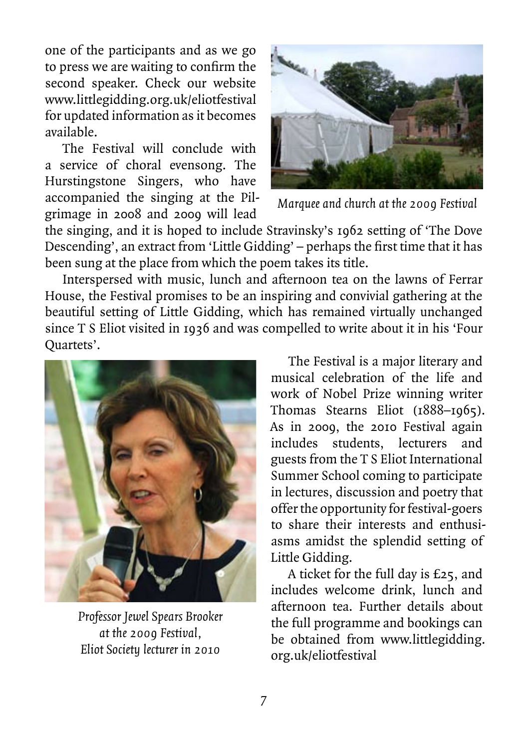one of the participants and as we go to press we are waiting to confirm the second speaker. Check our website www.littlegidding.org.uk/eliotfestival for updated information as it becomes available.

The Festival will conclude with a service of choral evensong. The Hurstingstone Singers, who have accompanied the singing at the Pilgrimage in 2008 and 2009 will lead the singing, and it is hoped to include Stravinsky's 1962 setting of 'The Dove Descending', an extract from 'Little Gidding' – perhaps the first time that it has been sung at the place from which the poem takes its title.

*Marquee and church at the 2009 Festival*

Interspersed with music, lunch and afternoon tea on the lawns of Ferrar House, the Festival promises to be an inspiring and convivial gathering at the beautiful setting of Little Gidding, which has remained virtually unchanged since T S Eliot visited in 1936 and was compelled to write about it in his 'Four Quartets'.

*Professor Jewel Spears Brooker at the 2009 Festival, Eliot Society lecturer in 2010*

The Festival is a major literary and musical celebration of the life and work of Nobel Prize winning writer Thomas Stearns Eliot (1888–1965). As in 2009, the 2010 Festival again includes students, lecturers and guests from the T S Eliot International Summer School coming to participate in lectures, discussion and poetry that offer the opportunity for festival-goers to share their interests and enthusiasms amidst the splendid setting of Little Gidding.

A ticket for the full day is £25, and includes welcome drink, lunch and afternoon tea. Further details about the full programme and bookings can be obtained from www.littlegidding.org.uk/eliotfestival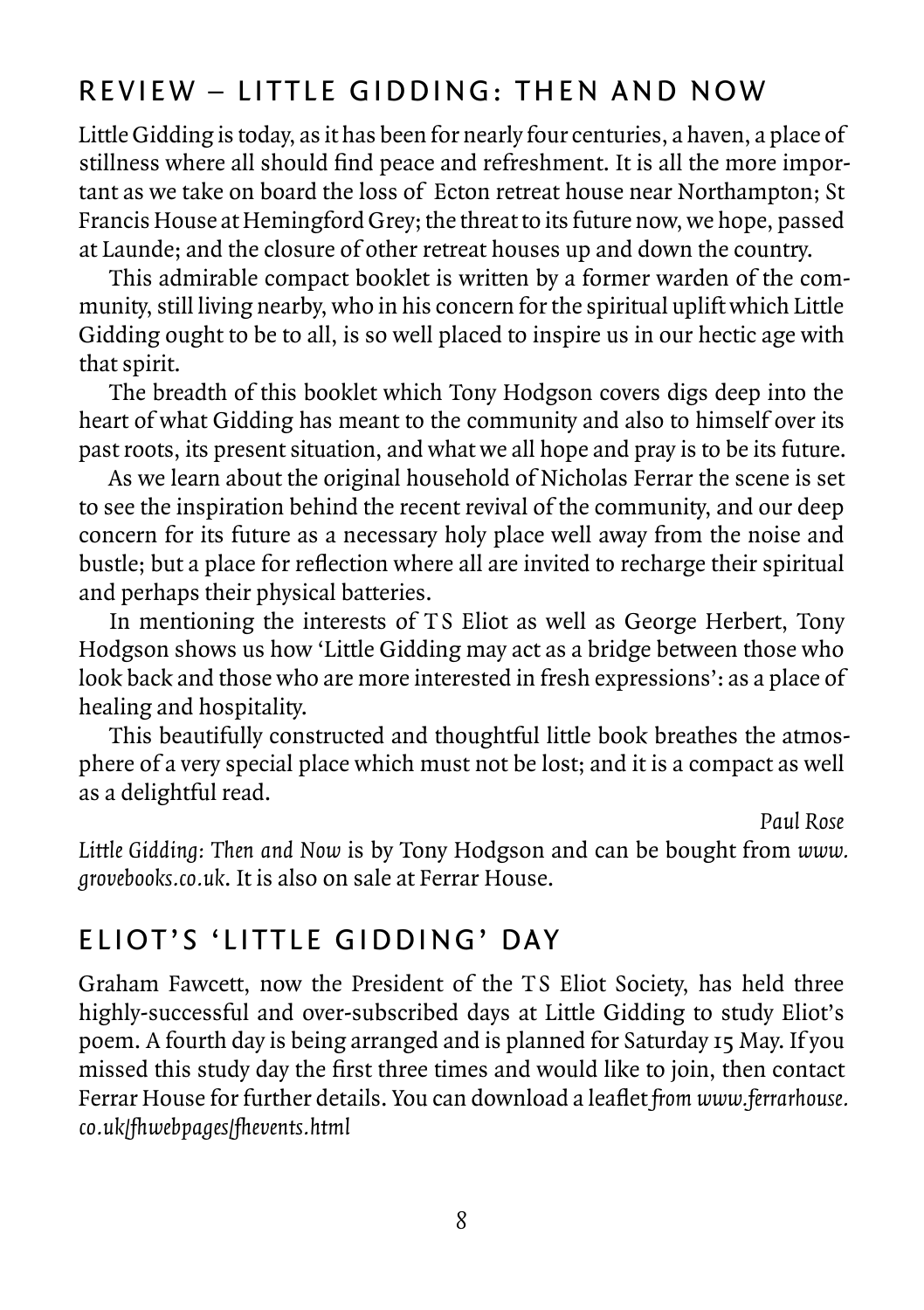## REVIEW – LITTLE GIDDING: THEN AND NOW

Little Gidding is today, as it has been for nearly four centuries, a haven, a place of stillness where all should find peace and refreshment. It is all the more important as we take on board the loss of Ecton retreat house near Northampton; St Francis House at Hemingford Grey; the threat to its future now, we hope, passed at Launde; and the closure of other retreat houses up and down the country.

This admirable compact booklet is written by a former warden of the community, still living nearby, who in his concern for the spiritual uplift which Little Gidding ought to be to all, is so well placed to inspire us in our hectic age with that spirit.

The breadth of this booklet which Tony Hodgson covers digs deep into the heart of what Gidding has meant to the community and also to himself over its past roots, its present situation, and what we all hope and pray is to be its future.

As we learn about the original household of Nicholas Ferrar the scene is set to see the inspiration behind the recent revival of the community, and our deep concern for its future as a necessary holy place well away from the noise and bustle; but a place for reflection where all are invited to recharge their spiritual and perhaps their physical batteries.

In mentioning the interests of T S Eliot as well as George Herbert, Tony Hodgson shows us how 'Little Gidding may act as a bridge between those who look back and those who are more interested in fresh expressions': as a place of healing and hospitality.

This beautifully constructed and thoughtful little book breathes the atmosphere of a very special place which must not be lost; and it is a compact as well as a delightful read.

*Paul Rose*

*Little Gidding: Then and Now* is by Tony Hodgson and can be bought from *www.grovebooks.co.uk*. It is also on sale at Ferrar House.

## ELIOT'S 'LITTLE GIDDING' DAY

Graham Fawcett, now the President of the T S Eliot Society, has held three highly-successful and over-subscribed days at Little Gidding to study Eliot's poem. A fourth day is being arranged and is planned for Saturday 15 May. If you missed this study day the first three times and would like to join, then contact Ferrar House for further details. You can download a leaflet *from www.ferrarhouse.co.uk/fhwebpages/fhevents.html*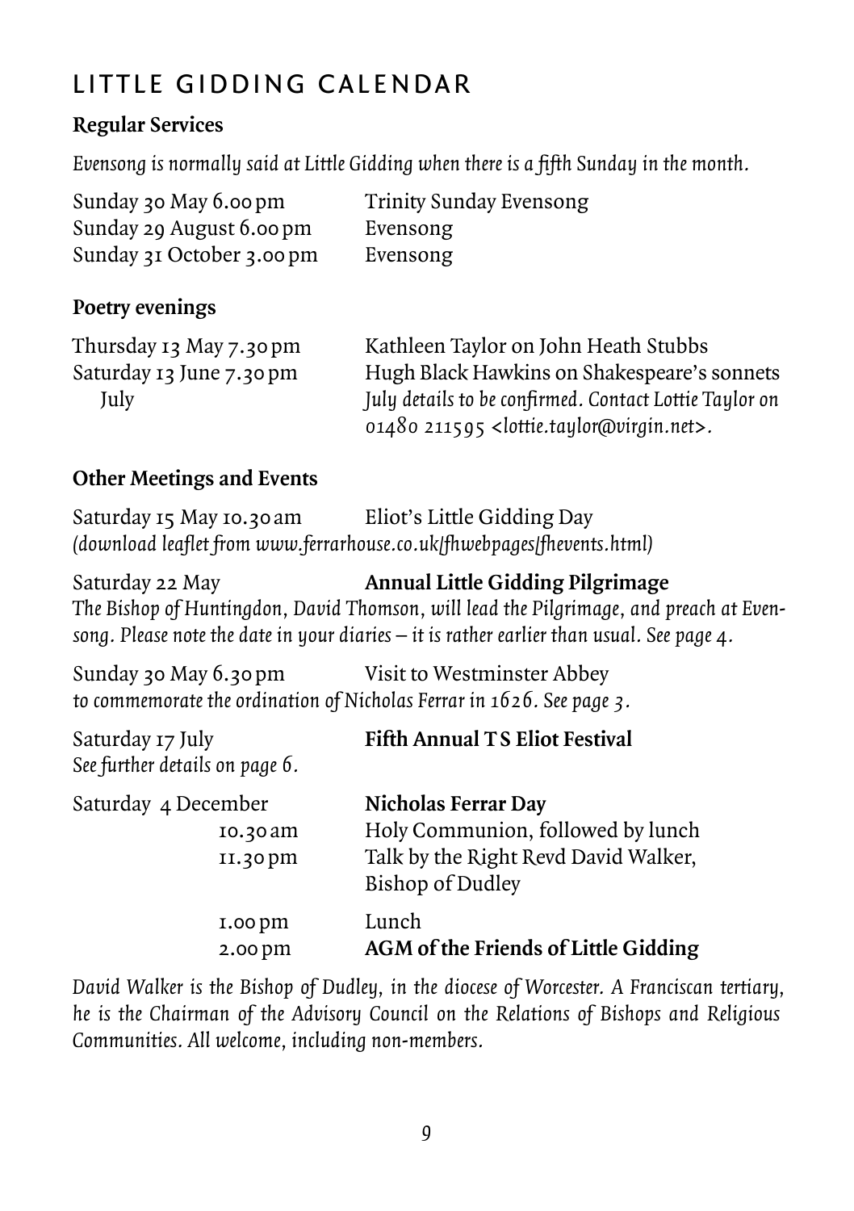## LITTLE GIDDING CALENDAR

### Regular Services

*Evensong is normally said at Little Gidding when there is a fifth Sunday in the month.*

| | |
|---|---|
| Sunday 30 May 6.00 pm | Trinity Sunday Evensong |
| Sunday 29 August 6.00 pm | Evensong |
| Sunday 31 October 3.00 pm | Evensong |

### Poetry evenings

| | |
|---|---|
| Thursday 13 May 7.30 pm | Kathleen Taylor on John Heath Stubbs |
| Saturday 13 June 7.30 pm | Hugh Black Hawkins on Shakespeare's sonnets |
| July | *July details to be confirmed. Contact Lottie Taylor on 01480 211595 <lottie.taylor@virgin.net>.* |

### Other Meetings and Events

Saturday 15 May 10.30 am — Eliot's Little Gidding Day
*(download leaflet from www.ferrarhouse.co.uk/fhwebpages/fhevents.html)*

Saturday 22 May — **Annual Little Gidding Pilgrimage**
*The Bishop of Huntingdon, David Thomson, will lead the Pilgrimage, and preach at Evensong. Please note the date in your diaries – it is rather earlier than usual. See page 4.*

Sunday 30 May 6.30 pm — Visit to Westminster Abbey
*to commemorate the ordination of Nicholas Ferrar in 1626. See page 3.*

Saturday 17 July — **Fifth Annual T S Eliot Festival**
*See further details on page 6.*

Saturday 4 December — **Nicholas Ferrar Day**

| | |
|---|---|
| 10.30 am | Holy Communion, followed by lunch |
| 11.30 pm | Talk by the Right Revd David Walker, Bishop of Dudley |
| 1.00 pm | Lunch |
| 2.00 pm | **AGM of the Friends of Little Gidding** |

*David Walker is the Bishop of Dudley, in the diocese of Worcester. A Franciscan tertiary, he is the Chairman of the Advisory Council on the Relations of Bishops and Religious Communities. All welcome, including non-members.*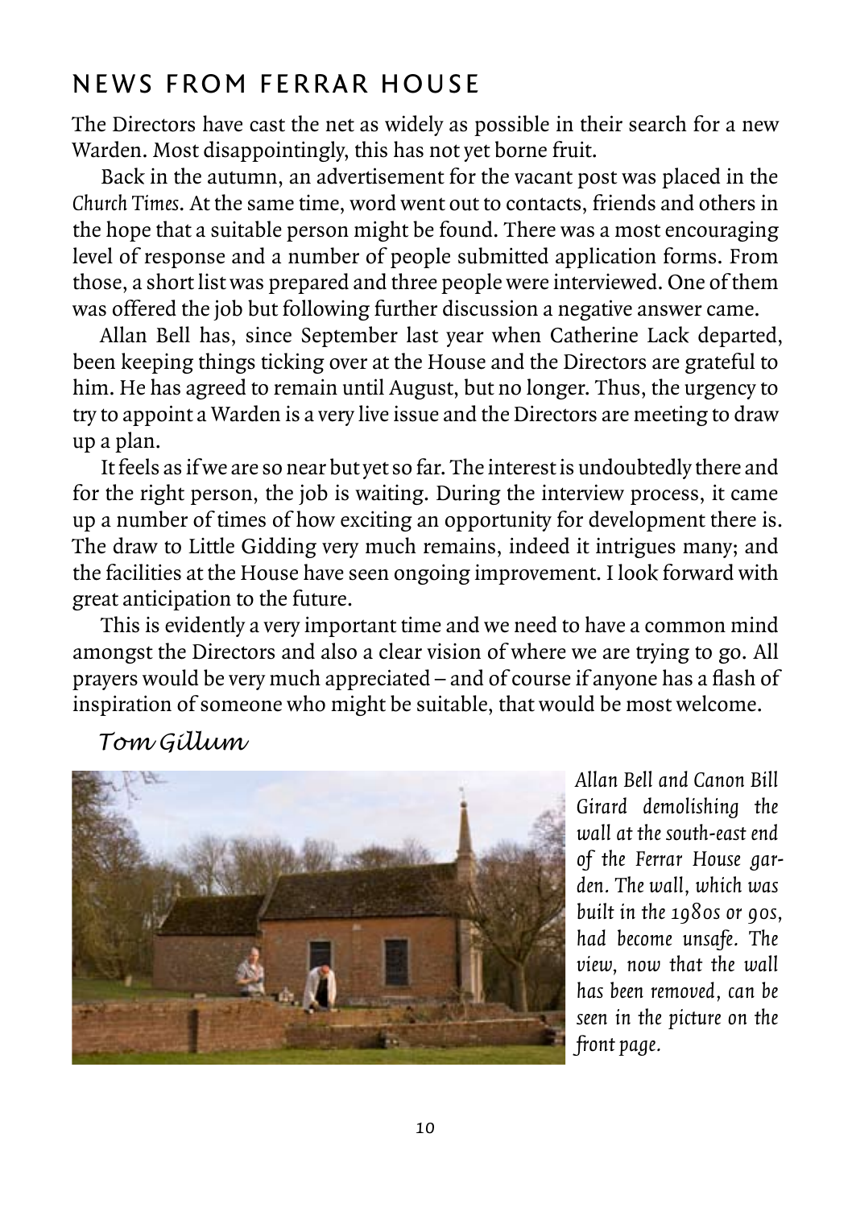## NEWS FROM FERRAR HOUSE

The Directors have cast the net as widely as possible in their search for a new Warden. Most disappointingly, this has not yet borne fruit.

Back in the autumn, an advertisement for the vacant post was placed in the *Church Times*. At the same time, word went out to contacts, friends and others in the hope that a suitable person might be found. There was a most encouraging level of response and a number of people submitted application forms. From those, a short list was prepared and three people were interviewed. One of them was offered the job but following further discussion a negative answer came.

Allan Bell has, since September last year when Catherine Lack departed, been keeping things ticking over at the House and the Directors are grateful to him. He has agreed to remain until August, but no longer. Thus, the urgency to try to appoint a Warden is a very live issue and the Directors are meeting to draw up a plan.

It feels as if we are so near but yet so far. The interest is undoubtedly there and for the right person, the job is waiting. During the interview process, it came up a number of times of how exciting an opportunity for development there is. The draw to Little Gidding very much remains, indeed it intrigues many; and the facilities at the House have seen ongoing improvement. I look forward with great anticipation to the future.

This is evidently a very important time and we need to have a common mind amongst the Directors and also a clear vision of where we are trying to go. All prayers would be very much appreciated – and of course if anyone has a flash of inspiration of someone who might be suitable, that would be most welcome.

*Tom Gillum*

*Allan Bell and Canon Bill Girard demolishing the wall at the south-east end of the Ferrar House garden. The wall, which was built in the 1980s or 90s, had become unsafe. The view, now that the wall has been removed, can be seen in the picture on the front page.*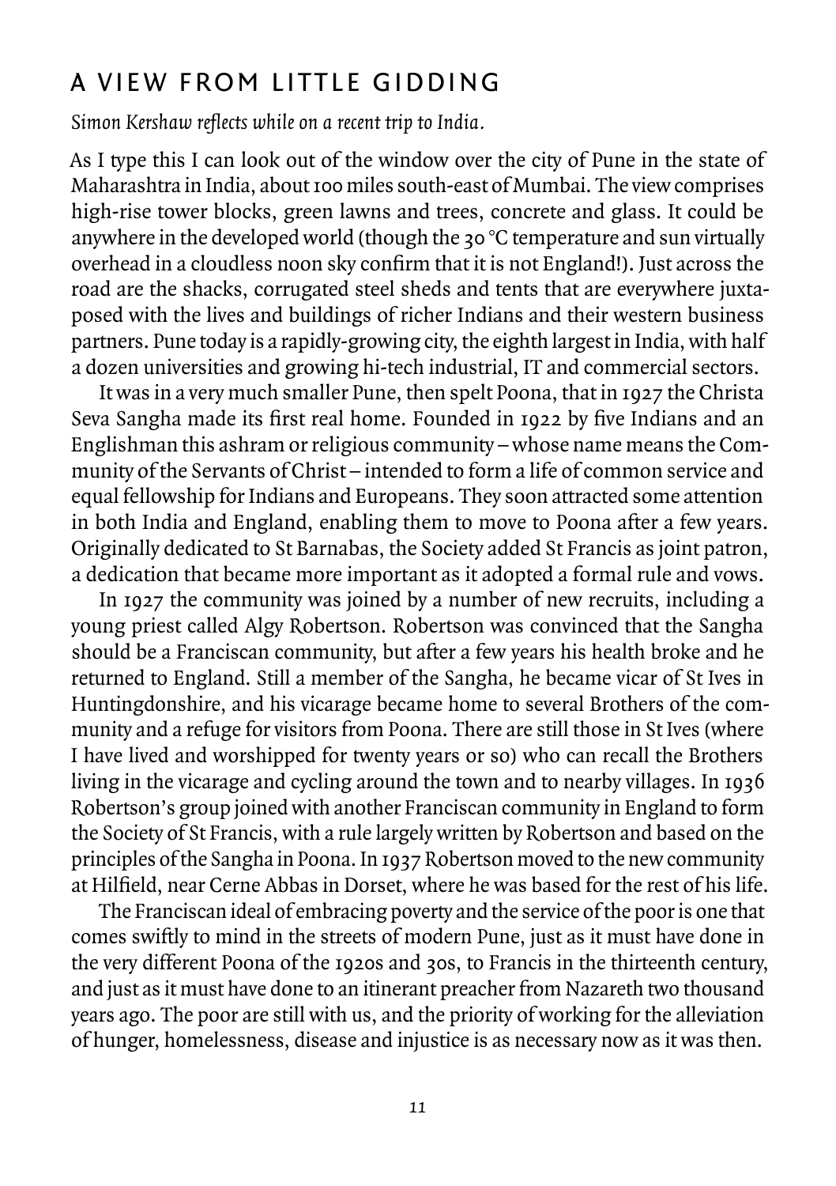## A VIEW FROM LITTLE GIDDING

*Simon Kershaw reflects while on a recent trip to India.*

As I type this I can look out of the window over the city of Pune in the state of Maharashtra in India, about 100 miles south-east of Mumbai. The view comprises high-rise tower blocks, green lawns and trees, concrete and glass. It could be anywhere in the developed world (though the 30 °C temperature and sun virtually overhead in a cloudless noon sky confirm that it is not England!). Just across the road are the shacks, corrugated steel sheds and tents that are everywhere juxtaposed with the lives and buildings of richer Indians and their western business partners. Pune today is a rapidly-growing city, the eighth largest in India, with half a dozen universities and growing hi-tech industrial, IT and commercial sectors.

It was in a very much smaller Pune, then spelt Poona, that in 1927 the Christa Seva Sangha made its first real home. Founded in 1922 by five Indians and an Englishman this ashram or religious community – whose name means the Community of the Servants of Christ – intended to form a life of common service and equal fellowship for Indians and Europeans. They soon attracted some attention in both India and England, enabling them to move to Poona after a few years. Originally dedicated to St Barnabas, the Society added St Francis as joint patron, a dedication that became more important as it adopted a formal rule and vows.

In 1927 the community was joined by a number of new recruits, including a young priest called Algy Robertson. Robertson was convinced that the Sangha should be a Franciscan community, but after a few years his health broke and he returned to England. Still a member of the Sangha, he became vicar of St Ives in Huntingdonshire, and his vicarage became home to several Brothers of the community and a refuge for visitors from Poona. There are still those in St Ives (where I have lived and worshipped for twenty years or so) who can recall the Brothers living in the vicarage and cycling around the town and to nearby villages. In 1936 Robertson's group joined with another Franciscan community in England to form the Society of St Francis, with a rule largely written by Robertson and based on the principles of the Sangha in Poona. In 1937 Robertson moved to the new community at Hilfield, near Cerne Abbas in Dorset, where he was based for the rest of his life.

The Franciscan ideal of embracing poverty and the service of the poor is one that comes swiftly to mind in the streets of modern Pune, just as it must have done in the very different Poona of the 1920s and 30s, to Francis in the thirteenth century, and just as it must have done to an itinerant preacher from Nazareth two thousand years ago. The poor are still with us, and the priority of working for the alleviation of hunger, homelessness, disease and injustice is as necessary now as it was then.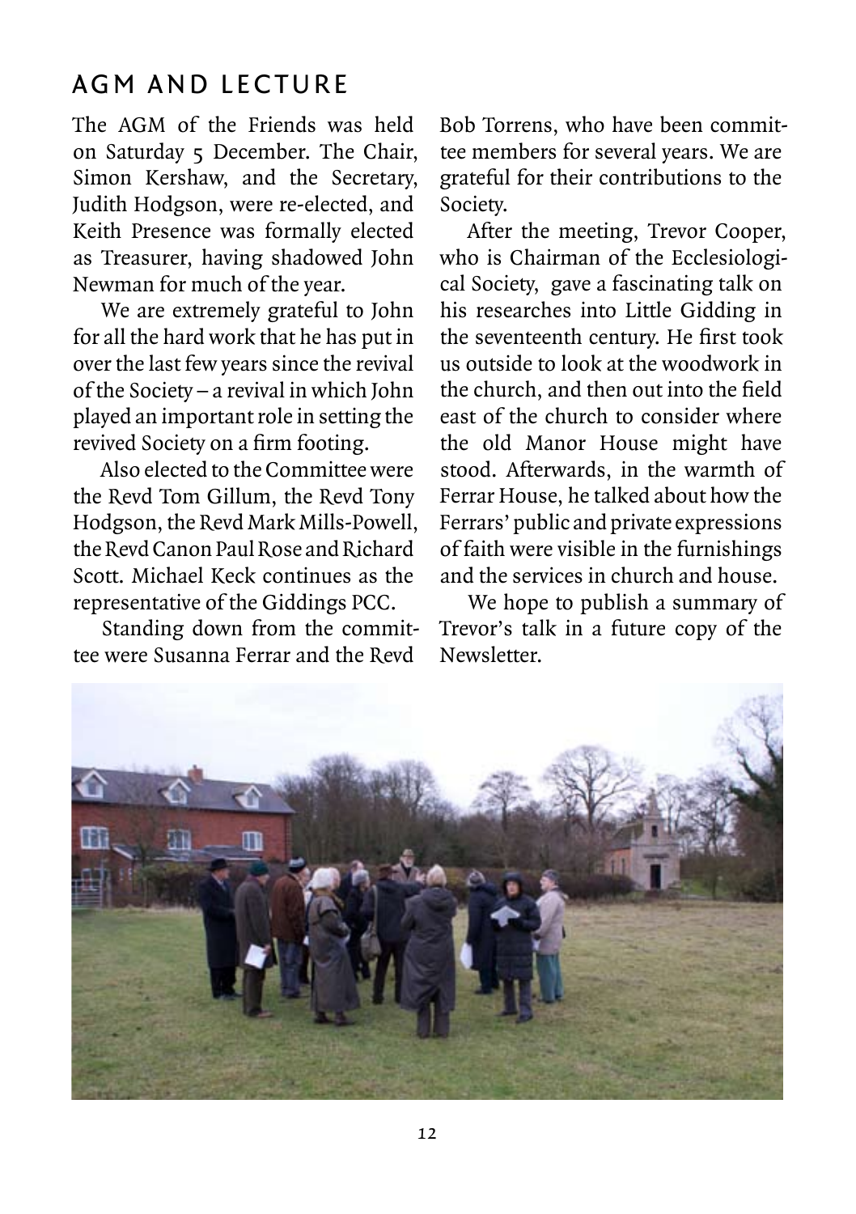## AGM AND LECTURE

The AGM of the Friends was held on Saturday 5 December. The Chair, Simon Kershaw, and the Secretary, Judith Hodgson, were re-elected, and Keith Presence was formally elected as Treasurer, having shadowed John Newman for much of the year.

We are extremely grateful to John for all the hard work that he has put in over the last few years since the revival of the Society – a revival in which John played an important role in setting the revived Society on a firm footing.

Also elected to the Committee were the Revd Tom Gillum, the Revd Tony Hodgson, the Revd Mark Mills-Powell, the Revd Canon Paul Rose and Richard Scott. Michael Keck continues as the representative of the Giddings PCC.

Standing down from the committee were Susanna Ferrar and the Revd Bob Torrens, who have been committee members for several years. We are grateful for their contributions to the Society.

After the meeting, Trevor Cooper, who is Chairman of the Ecclesiological Society, gave a fascinating talk on his researches into Little Gidding in the seventeenth century. He first took us outside to look at the woodwork in the church, and then out into the field east of the church to consider where the old Manor House might have stood. Afterwards, in the warmth of Ferrar House, he talked about how the Ferrars' public and private expressions of faith were visible in the furnishings and the services in church and house.

We hope to publish a summary of Trevor's talk in a future copy of the Newsletter.